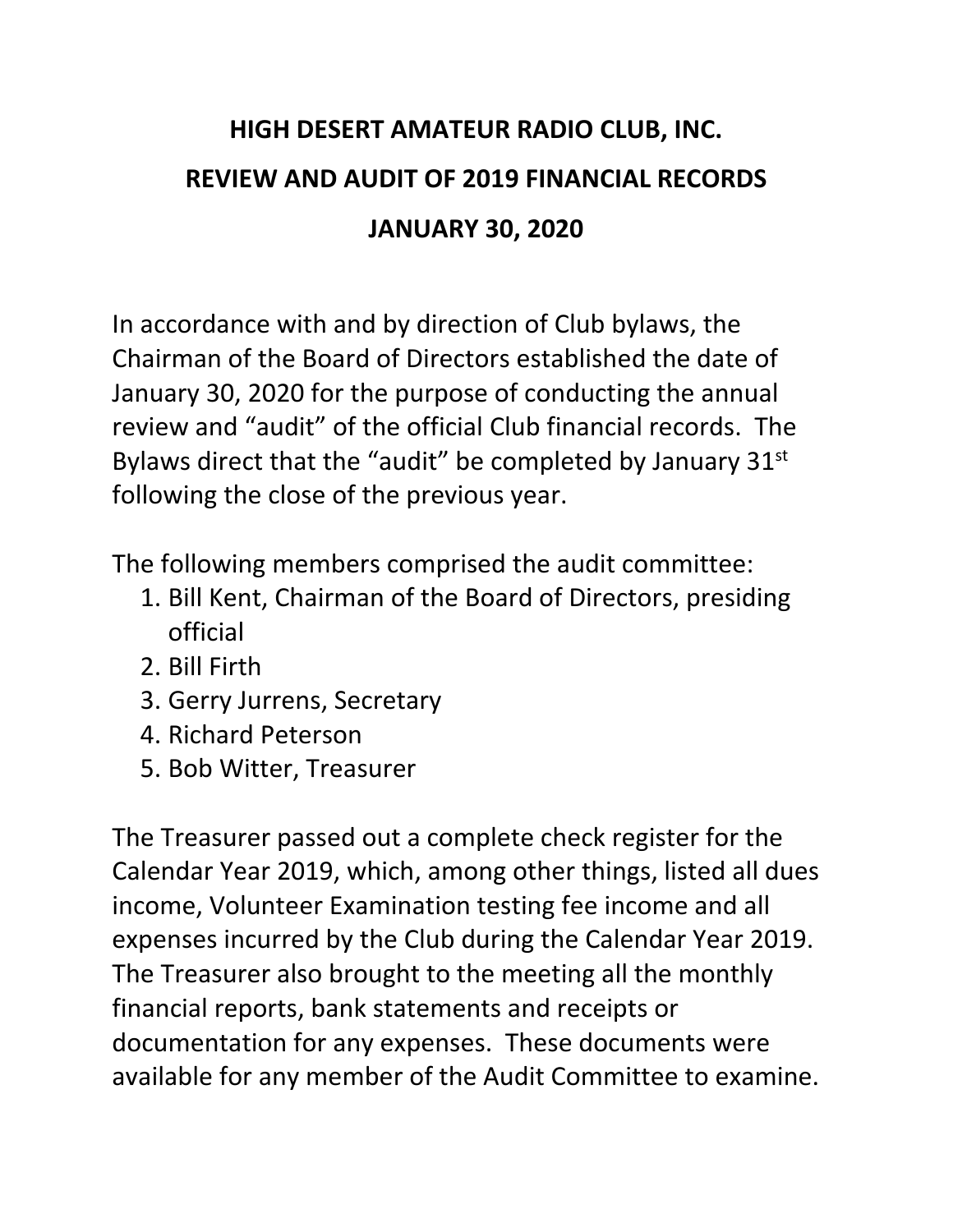# HIGH DESERT AMATEUR RADIO CLUB, INC.

# REVIEW AND AUDIT OF 2019 FINANCIAL RECORDS

# JANUARY 30, 2020

In accordance with and by direction of Club bylaws, the Chairman of the Board of Directors established the date of January 30, 2020 for the purpose of conducting the annual review and "audit" of the official Club financial records. The Bylaws direct that the "audit" be completed by January 31st following the close of the previous year.

The following members comprised the audit committee:

1. Bill Kent, Chairman of the Board of Directors, presiding official
2. Bill Firth
3. Gerry Jurrens, Secretary
4. Richard Peterson
5. Bob Witter, Treasurer

The Treasurer passed out a complete check register for the Calendar Year 2019, which, among other things, listed all dues income, Volunteer Examination testing fee income and all expenses incurred by the Club during the Calendar Year 2019. The Treasurer also brought to the meeting all the monthly financial reports, bank statements and receipts or documentation for any expenses. These documents were available for any member of the Audit Committee to examine.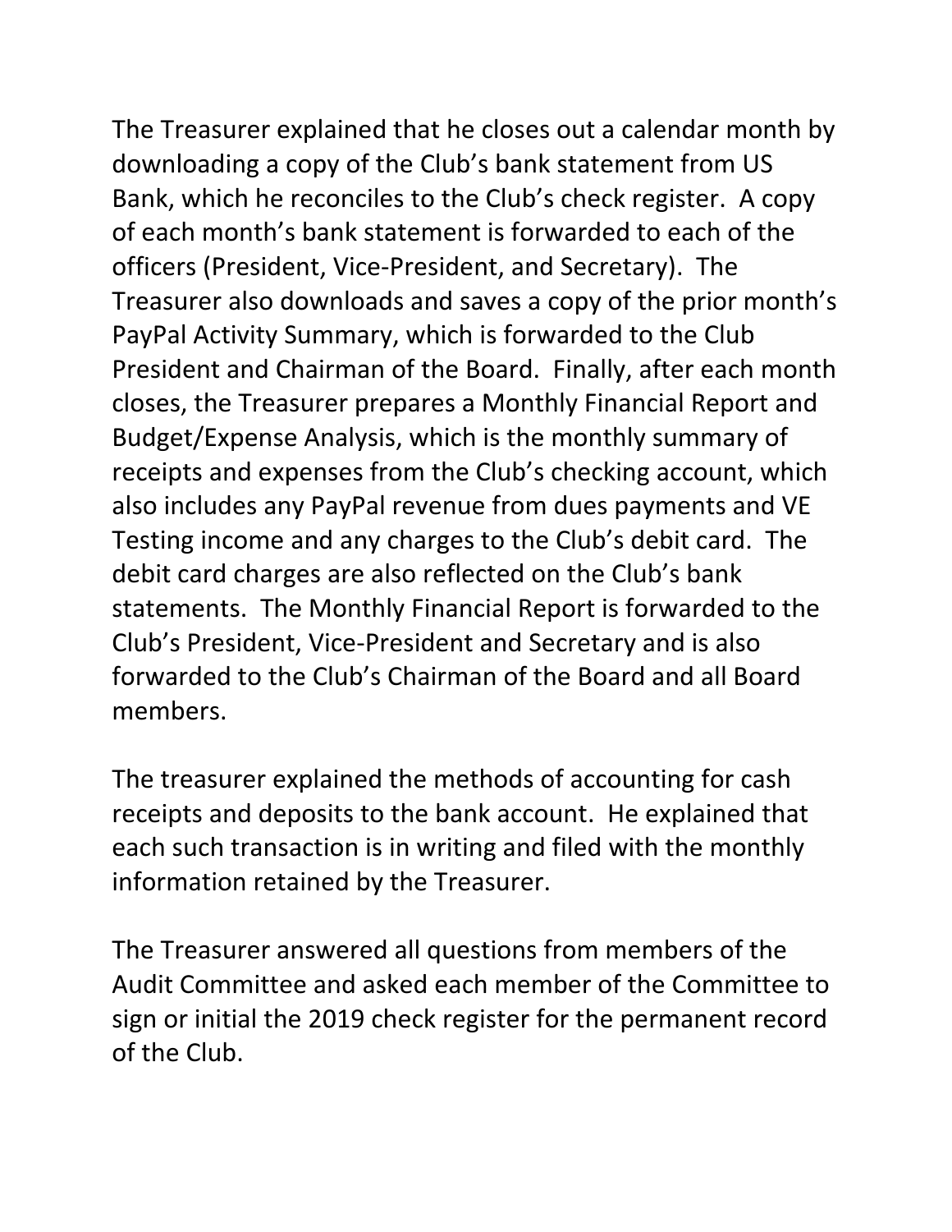The Treasurer explained that he closes out a calendar month by downloading a copy of the Club's bank statement from US Bank, which he reconciles to the Club's check register. A copy of each month's bank statement is forwarded to each of the officers (President, Vice-President, and Secretary). The Treasurer also downloads and saves a copy of the prior month's PayPal Activity Summary, which is forwarded to the Club President and Chairman of the Board. Finally, after each month closes, the Treasurer prepares a Monthly Financial Report and Budget/Expense Analysis, which is the monthly summary of receipts and expenses from the Club's checking account, which also includes any PayPal revenue from dues payments and VE Testing income and any charges to the Club's debit card. The debit card charges are also reflected on the Club's bank statements. The Monthly Financial Report is forwarded to the Club's President, Vice-President and Secretary and is also forwarded to the Club's Chairman of the Board and all Board members.

The treasurer explained the methods of accounting for cash receipts and deposits to the bank account. He explained that each such transaction is in writing and filed with the monthly information retained by the Treasurer.

The Treasurer answered all questions from members of the Audit Committee and asked each member of the Committee to sign or initial the 2019 check register for the permanent record of the Club.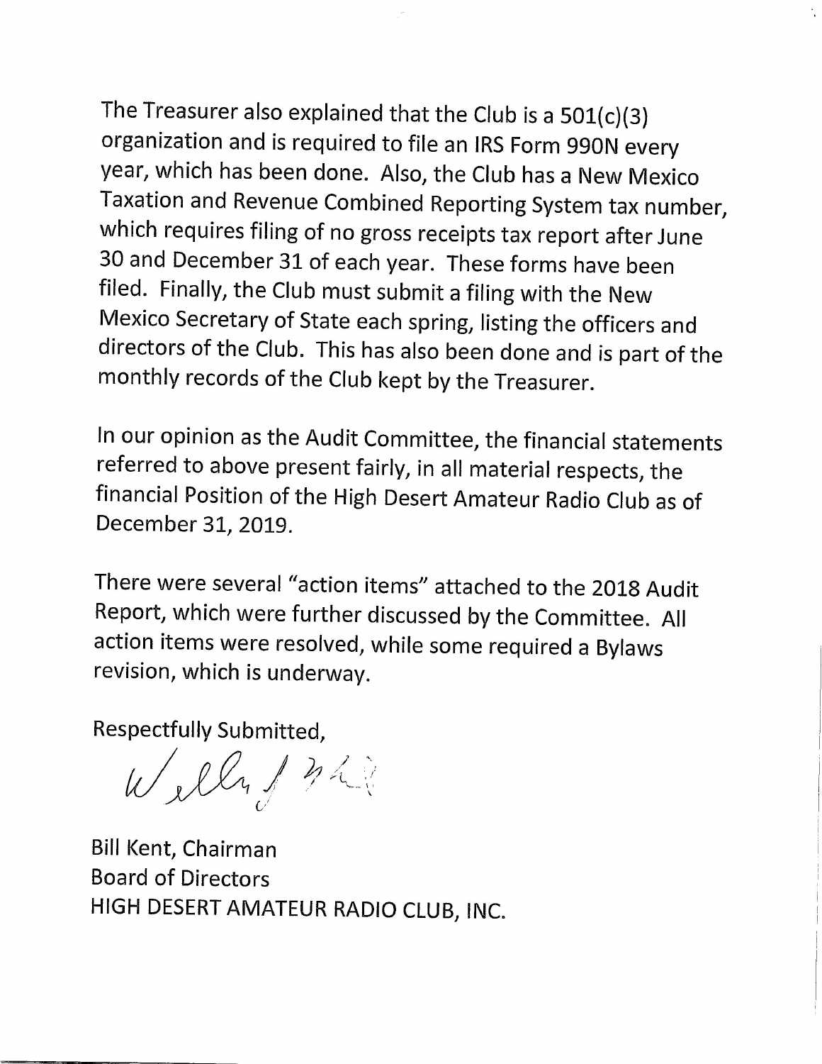The Treasurer also explained that the Club is a 501(c)(3) organization and is required to file an IRS Form 990N every year, which has been done. Also, the Club has a New Mexico Taxation and Revenue Combined Reporting System tax number, which requires filing of no gross receipts tax report after June 30 and December 31 of each year. These forms have been filed. Finally, the Club must submit a filing with the New Mexico Secretary of State each spring, listing the officers and directors of the Club. This has also been done and is part of the monthly records of the Club kept by the Treasurer.

In our opinion as the Audit Committee, the financial statements referred to above present fairly, in all material respects, the financial Position of the High Desert Amateur Radio Club as of December 31, 2019.

There were several "action items" attached to the 2018 Audit Report, which were further discussed by the Committee. All action items were resolved, while some required a Bylaws revision, which is underway.

Respectfully Submitted,

Bill Kent, Chairman
Board of Directors
HIGH DESERT AMATEUR RADIO CLUB, INC.